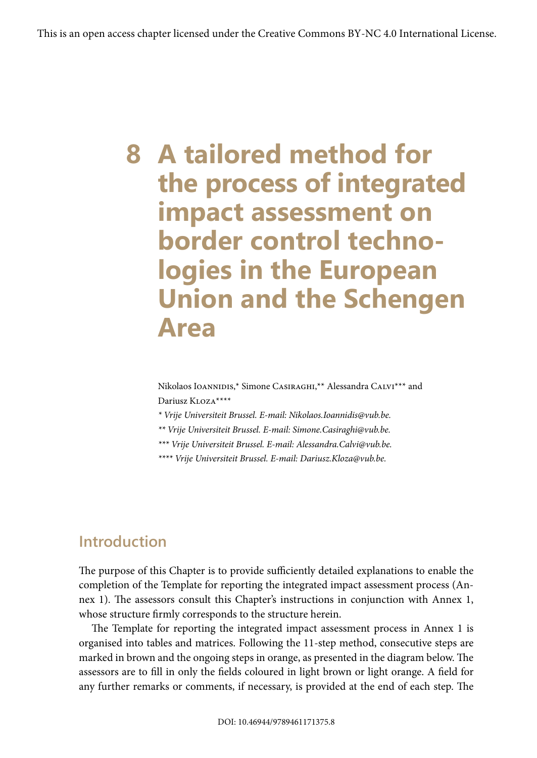This is an open access chapter licensed under the Creative Commons BY-NC 4.0 International License.

# 8 A tailored method for the process of integrated impact assessment on border control technologies in the European Union and the Schengen Area

Nikolaos Ioannidis,* Simone Casiraghi,** Alessandra Calvi*** and Dariusz Kloza****

*\* Vrije Universiteit Brussel. E-mail: Nikolaos.Ioannidis@vub.be.*

*\*\* Vrije Universiteit Brussel. E-mail: Simone.Casiraghi@vub.be.*

*\*\*\* Vrije Universiteit Brussel. E-mail: Alessandra.Calvi@vub.be.*

*\*\*\*\* Vrije Universiteit Brussel. E-mail: Dariusz.Kloza@vub.be.*

## Introduction

The purpose of this Chapter is to provide sufficiently detailed explanations to enable the completion of the Template for reporting the integrated impact assessment process (Annex 1). The assessors consult this Chapter's instructions in conjunction with Annex 1, whose structure firmly corresponds to the structure herein.

The Template for reporting the integrated impact assessment process in Annex 1 is organised into tables and matrices. Following the 11-step method, consecutive steps are marked in brown and the ongoing steps in orange, as presented in the diagram below. The assessors are to fill in only the fields coloured in light brown or light orange. A field for any further remarks or comments, if necessary, is provided at the end of each step. The

DOI: 10.46944/9789461171375.8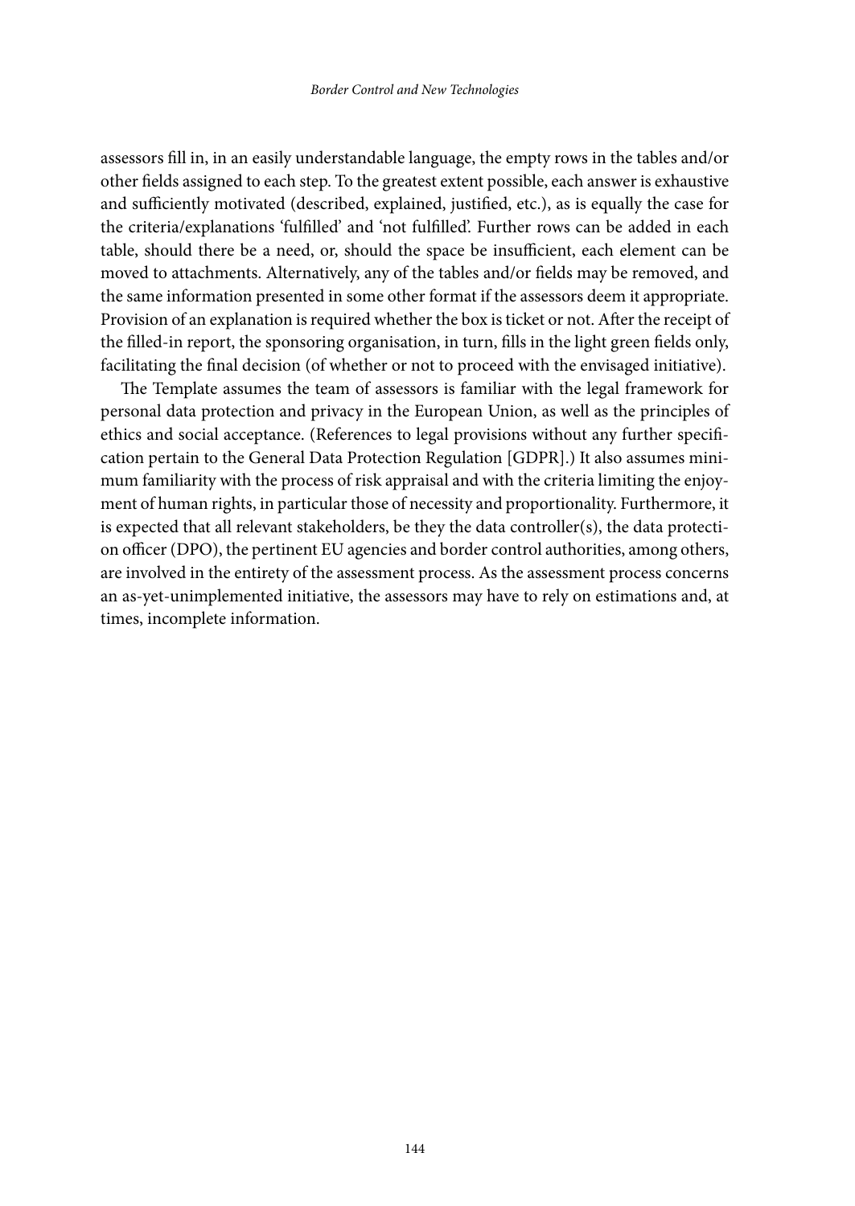assessors fill in, in an easily understandable language, the empty rows in the tables and/or other fields assigned to each step. To the greatest extent possible, each answer is exhaustive and sufficiently motivated (described, explained, justified, etc.), as is equally the case for the criteria/explanations 'fulfilled' and 'not fulfilled'. Further rows can be added in each table, should there be a need, or, should the space be insufficient, each element can be moved to attachments. Alternatively, any of the tables and/or fields may be removed, and the same information presented in some other format if the assessors deem it appropriate. Provision of an explanation is required whether the box is ticket or not. After the receipt of the filled-in report, the sponsoring organisation, in turn, fills in the light green fields only, facilitating the final decision (of whether or not to proceed with the envisaged initiative).

The Template assumes the team of assessors is familiar with the legal framework for personal data protection and privacy in the European Union, as well as the principles of ethics and social acceptance. (References to legal provisions without any further specification pertain to the General Data Protection Regulation [GDPR].) It also assumes minimum familiarity with the process of risk appraisal and with the criteria limiting the enjoyment of human rights, in particular those of necessity and proportionality. Furthermore, it is expected that all relevant stakeholders, be they the data controller(s), the data protection officer (DPO), the pertinent EU agencies and border control authorities, among others, are involved in the entirety of the assessment process. As the assessment process concerns an as-yet-unimplemented initiative, the assessors may have to rely on estimations and, at times, incomplete information.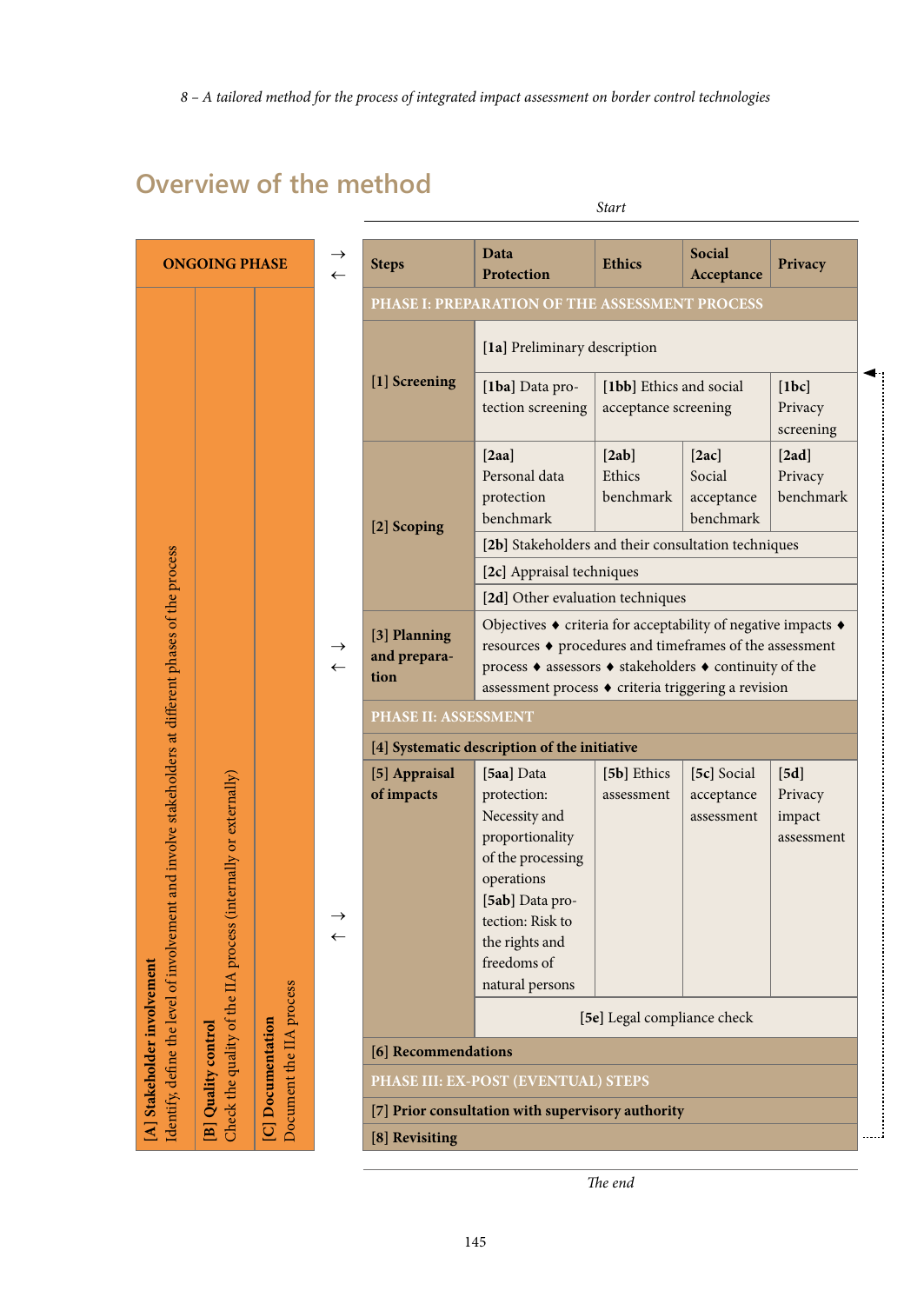## Overview of the method

*Start*

| ONGOING PHASE |
|---|
| **[A] Stakeholder involvement** Identify, define the level of involvement and involve stakeholders at different phases of the process |
| **[B] Quality control** Check the quality of the IIA process (internally or externally) |
| **[C] Documentation** Document the IIA process |

| Steps | Data Protection | Ethics | Social Acceptance | Privacy |
|---|---|---|---|---|
| **PHASE I: PREPARATION OF THE ASSESSMENT PROCESS** | | | | |
| **[1] Screening** | [1a] Preliminary description | | | |
| | [1ba] Data protection screening | [1bb] Ethics and social acceptance screening | | [1bc] Privacy screening |
| **[2] Scoping** | [2aa] Personal data protection benchmark | [2ab] Ethics benchmark | [2ac] Social acceptance benchmark | [2ad] Privacy benchmark |
| | [2b] Stakeholders and their consultation techniques | | | |
| | [2c] Appraisal techniques | | | |
| | [2d] Other evaluation techniques | | | |
| **[3] Planning and preparation** | Objectives ♦ criteria for acceptability of negative impacts ♦ resources ♦ procedures and timeframes of the assessment process ♦ assessors ♦ stakeholders ♦ continuity of the assessment process ♦ criteria triggering a revision | | | |
| **PHASE II: ASSESSMENT** | | | | |
| **[4] Systematic description of the initiative** | | | | |
| **[5] Appraisal of impacts** | [5aa] Data protection: Necessity and proportionality of the processing operations [5ab] Data protection: Risk to the rights and freedoms of natural persons | [5b] Ethics assessment | [5c] Social acceptance assessment | [5d] Privacy impact assessment |
| | [5e] Legal compliance check | | | |
| **[6] Recommendations** | | | | |
| **PHASE III: EX-POST (EVENTUAL) STEPS** | | | | |
| **[7] Prior consultation with supervisory authority** | | | | |
| **[8] Revisiting** | | | | |

*The end*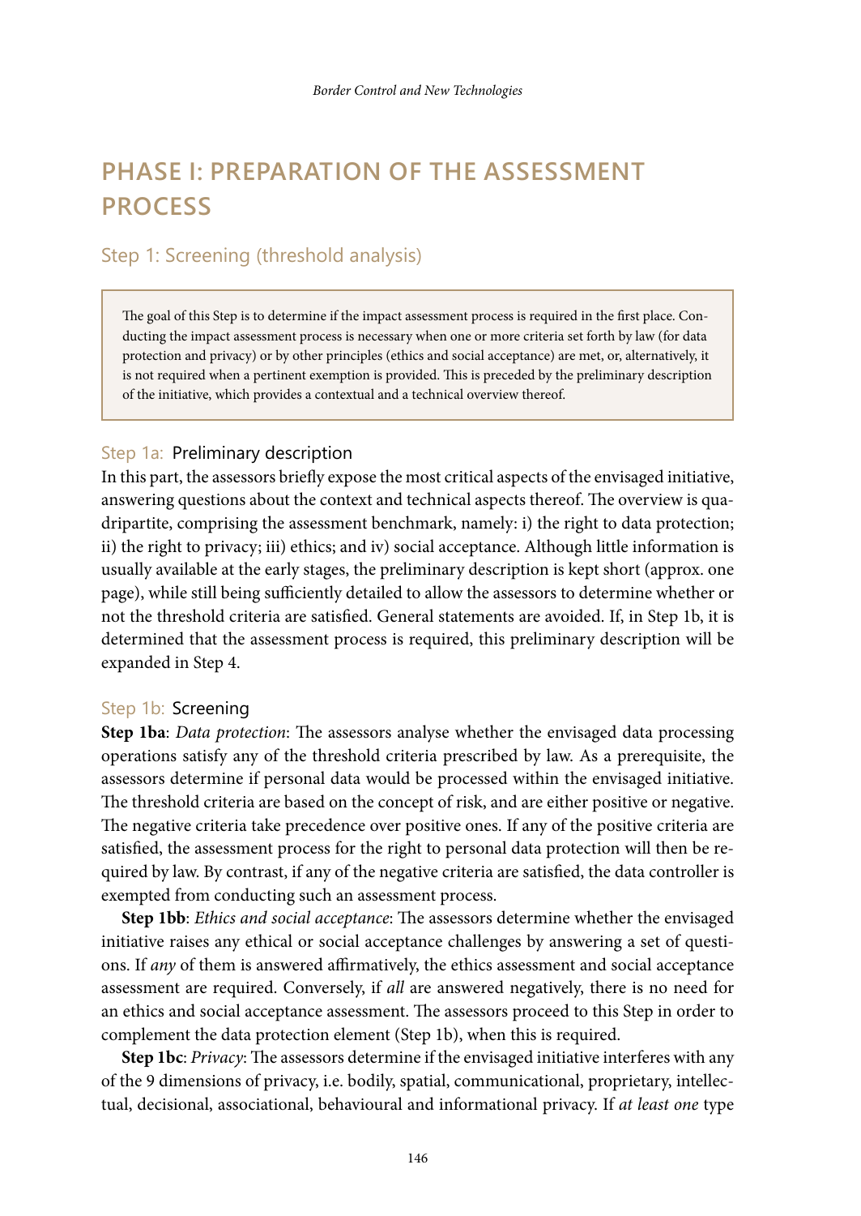# PHASE I: PREPARATION OF THE ASSESSMENT PROCESS

## Step 1: Screening (threshold analysis)

> The goal of this Step is to determine if the impact assessment process is required in the first place. Conducting the impact assessment process is necessary when one or more criteria set forth by law (for data protection and privacy) or by other principles (ethics and social acceptance) are met, or, alternatively, it is not required when a pertinent exemption is provided. This is preceded by the preliminary description of the initiative, which provides a contextual and a technical overview thereof.

### Step 1a: Preliminary description

In this part, the assessors briefly expose the most critical aspects of the envisaged initiative, answering questions about the context and technical aspects thereof. The overview is quadripartite, comprising the assessment benchmark, namely: i) the right to data protection; ii) the right to privacy; iii) ethics; and iv) social acceptance. Although little information is usually available at the early stages, the preliminary description is kept short (approx. one page), while still being sufficiently detailed to allow the assessors to determine whether or not the threshold criteria are satisfied. General statements are avoided. If, in Step 1b, it is determined that the assessment process is required, this preliminary description will be expanded in Step 4.

### Step 1b: Screening

**Step 1ba**: *Data protection*: The assessors analyse whether the envisaged data processing operations satisfy any of the threshold criteria prescribed by law. As a prerequisite, the assessors determine if personal data would be processed within the envisaged initiative. The threshold criteria are based on the concept of risk, and are either positive or negative. The negative criteria take precedence over positive ones. If any of the positive criteria are satisfied, the assessment process for the right to personal data protection will then be required by law. By contrast, if any of the negative criteria are satisfied, the data controller is exempted from conducting such an assessment process.

**Step 1bb**: *Ethics and social acceptance*: The assessors determine whether the envisaged initiative raises any ethical or social acceptance challenges by answering a set of questions. If *any* of them is answered affirmatively, the ethics assessment and social acceptance assessment are required. Conversely, if *all* are answered negatively, there is no need for an ethics and social acceptance assessment. The assessors proceed to this Step in order to complement the data protection element (Step 1b), when this is required.

**Step 1bc**: *Privacy*: The assessors determine if the envisaged initiative interferes with any of the 9 dimensions of privacy, i.e. bodily, spatial, communicational, proprietary, intellectual, decisional, associational, behavioural and informational privacy. If *at least one* type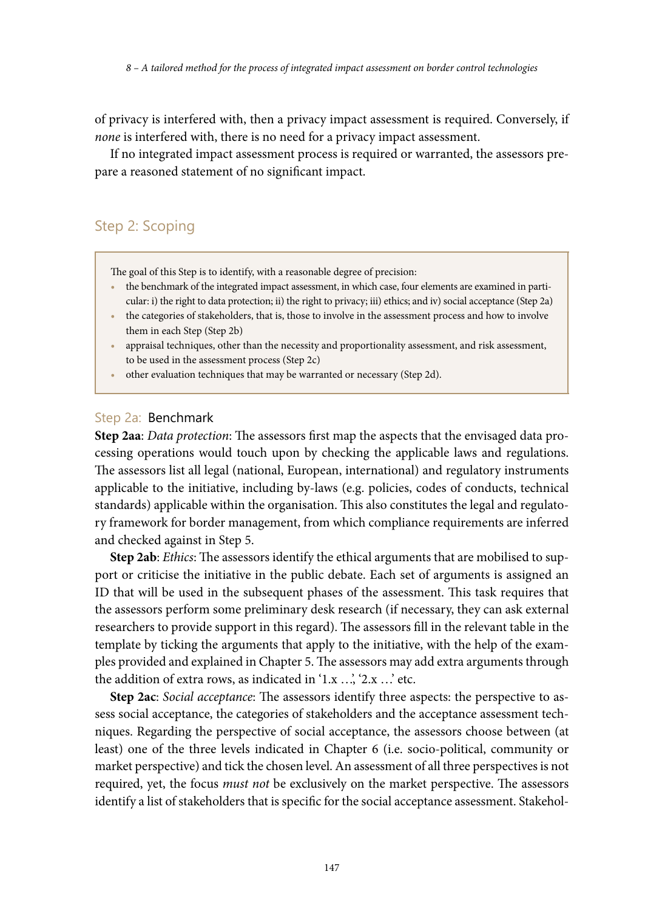of privacy is interfered with, then a privacy impact assessment is required. Conversely, if *none* is interfered with, there is no need for a privacy impact assessment.

If no integrated impact assessment process is required or warranted, the assessors prepare a reasoned statement of no significant impact.

## Step 2: Scoping

> The goal of this Step is to identify, with a reasonable degree of precision:
>
> - the benchmark of the integrated impact assessment, in which case, four elements are examined in particular: i) the right to data protection; ii) the right to privacy; iii) ethics; and iv) social acceptance (Step 2a)
> - the categories of stakeholders, that is, those to involve in the assessment process and how to involve them in each Step (Step 2b)
> - appraisal techniques, other than the necessity and proportionality assessment, and risk assessment, to be used in the assessment process (Step 2c)
> - other evaluation techniques that may be warranted or necessary (Step 2d).

### Step 2a: Benchmark

**Step 2aa**: *Data protection*: The assessors first map the aspects that the envisaged data processing operations would touch upon by checking the applicable laws and regulations. The assessors list all legal (national, European, international) and regulatory instruments applicable to the initiative, including by-laws (e.g. policies, codes of conducts, technical standards) applicable within the organisation. This also constitutes the legal and regulatory framework for border management, from which compliance requirements are inferred and checked against in Step 5.

**Step 2ab**: *Ethics*: The assessors identify the ethical arguments that are mobilised to support or criticise the initiative in the public debate. Each set of arguments is assigned an ID that will be used in the subsequent phases of the assessment. This task requires that the assessors perform some preliminary desk research (if necessary, they can ask external researchers to provide support in this regard). The assessors fill in the relevant table in the template by ticking the arguments that apply to the initiative, with the help of the examples provided and explained in Chapter 5. The assessors may add extra arguments through the addition of extra rows, as indicated in '1.x …', '2.x …' etc.

**Step 2ac**: *Social acceptance*: The assessors identify three aspects: the perspective to assess social acceptance, the categories of stakeholders and the acceptance assessment techniques. Regarding the perspective of social acceptance, the assessors choose between (at least) one of the three levels indicated in Chapter 6 (i.e. socio-political, community or market perspective) and tick the chosen level. An assessment of all three perspectives is not required, yet, the focus *must not* be exclusively on the market perspective. The assessors identify a list of stakeholders that is specific for the social acceptance assessment. Stakehol-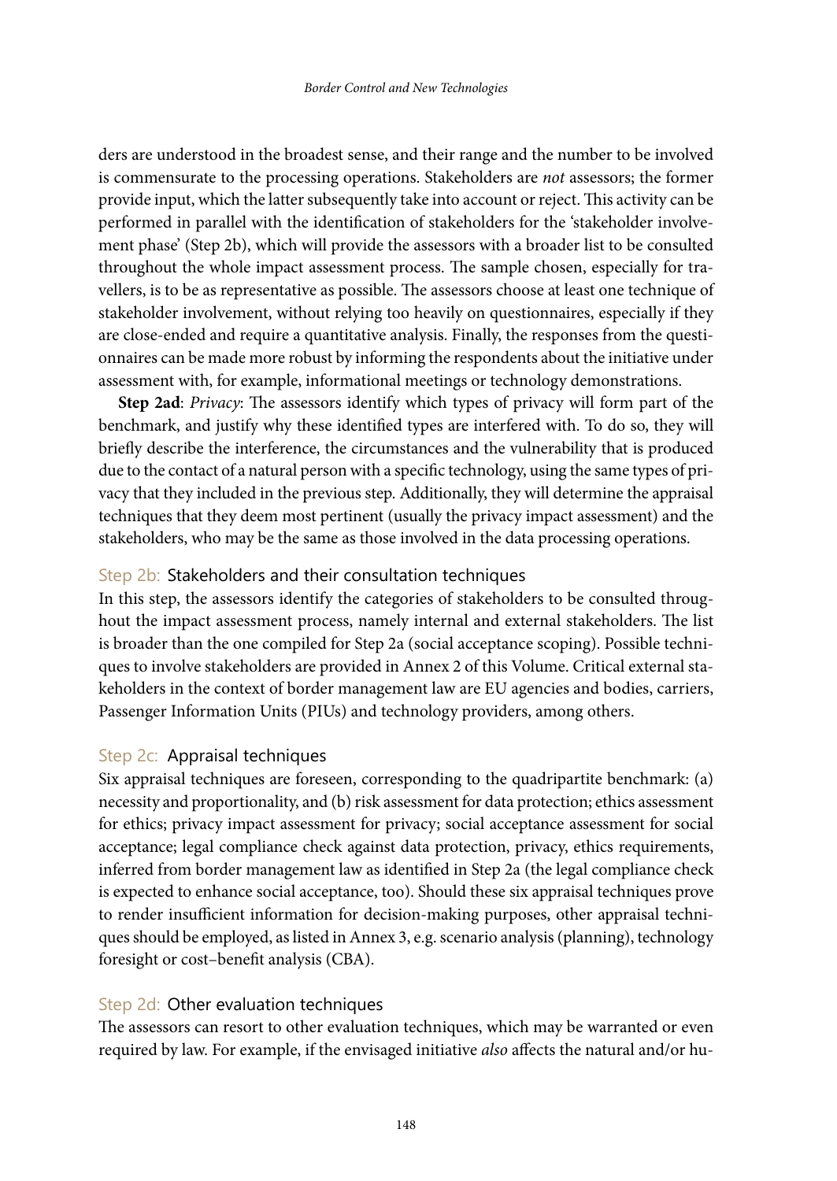ders are understood in the broadest sense, and their range and the number to be involved is commensurate to the processing operations. Stakeholders are *not* assessors; the former provide input, which the latter subsequently take into account or reject. This activity can be performed in parallel with the identification of stakeholders for the 'stakeholder involvement phase' (Step 2b), which will provide the assessors with a broader list to be consulted throughout the whole impact assessment process. The sample chosen, especially for travellers, is to be as representative as possible. The assessors choose at least one technique of stakeholder involvement, without relying too heavily on questionnaires, especially if they are close-ended and require a quantitative analysis. Finally, the responses from the questionnaires can be made more robust by informing the respondents about the initiative under assessment with, for example, informational meetings or technology demonstrations.

**Step 2ad**: *Privacy*: The assessors identify which types of privacy will form part of the benchmark, and justify why these identified types are interfered with. To do so, they will briefly describe the interference, the circumstances and the vulnerability that is produced due to the contact of a natural person with a specific technology, using the same types of privacy that they included in the previous step. Additionally, they will determine the appraisal techniques that they deem most pertinent (usually the privacy impact assessment) and the stakeholders, who may be the same as those involved in the data processing operations.

### Step 2b: Stakeholders and their consultation techniques

In this step, the assessors identify the categories of stakeholders to be consulted throughout the impact assessment process, namely internal and external stakeholders. The list is broader than the one compiled for Step 2a (social acceptance scoping). Possible techniques to involve stakeholders are provided in Annex 2 of this Volume. Critical external stakeholders in the context of border management law are EU agencies and bodies, carriers, Passenger Information Units (PIUs) and technology providers, among others.

### Step 2c: Appraisal techniques

Six appraisal techniques are foreseen, corresponding to the quadripartite benchmark: (a) necessity and proportionality, and (b) risk assessment for data protection; ethics assessment for ethics; privacy impact assessment for privacy; social acceptance assessment for social acceptance; legal compliance check against data protection, privacy, ethics requirements, inferred from border management law as identified in Step 2a (the legal compliance check is expected to enhance social acceptance, too). Should these six appraisal techniques prove to render insufficient information for decision-making purposes, other appraisal techniques should be employed, as listed in Annex 3, e.g. scenario analysis (planning), technology foresight or cost–benefit analysis (CBA).

### Step 2d: Other evaluation techniques

The assessors can resort to other evaluation techniques, which may be warranted or even required by law. For example, if the envisaged initiative *also* affects the natural and/or hu-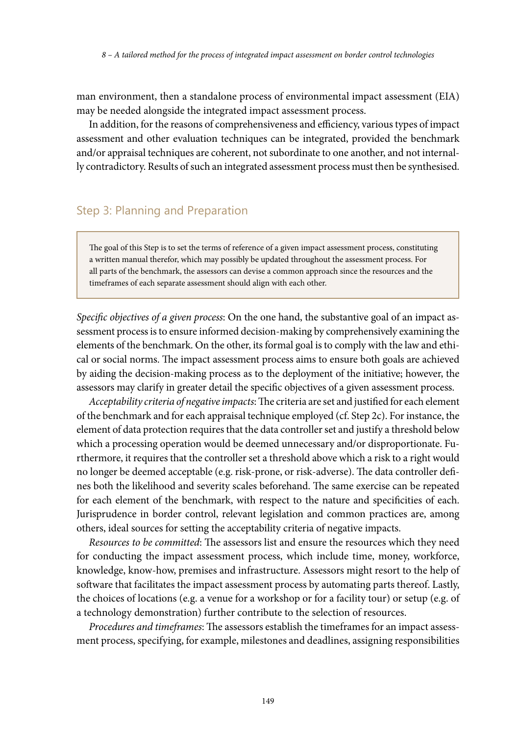man environment, then a standalone process of environmental impact assessment (EIA) may be needed alongside the integrated impact assessment process.

In addition, for the reasons of comprehensiveness and efficiency, various types of impact assessment and other evaluation techniques can be integrated, provided the benchmark and/or appraisal techniques are coherent, not subordinate to one another, and not internally contradictory. Results of such an integrated assessment process must then be synthesised.

## Step 3: Planning and Preparation

> The goal of this Step is to set the terms of reference of a given impact assessment process, constituting a written manual therefor, which may possibly be updated throughout the assessment process. For all parts of the benchmark, the assessors can devise a common approach since the resources and the timeframes of each separate assessment should align with each other.

*Specific objectives of a given process*: On the one hand, the substantive goal of an impact assessment process is to ensure informed decision-making by comprehensively examining the elements of the benchmark. On the other, its formal goal is to comply with the law and ethical or social norms. The impact assessment process aims to ensure both goals are achieved by aiding the decision-making process as to the deployment of the initiative; however, the assessors may clarify in greater detail the specific objectives of a given assessment process.

*Acceptability criteria of negative impacts*: The criteria are set and justified for each element of the benchmark and for each appraisal technique employed (cf. Step 2c). For instance, the element of data protection requires that the data controller set and justify a threshold below which a processing operation would be deemed unnecessary and/or disproportionate. Furthermore, it requires that the controller set a threshold above which a risk to a right would no longer be deemed acceptable (e.g. risk-prone, or risk-adverse). The data controller defines both the likelihood and severity scales beforehand. The same exercise can be repeated for each element of the benchmark, with respect to the nature and specificities of each. Jurisprudence in border control, relevant legislation and common practices are, among others, ideal sources for setting the acceptability criteria of negative impacts.

*Resources to be committed*: The assessors list and ensure the resources which they need for conducting the impact assessment process, which include time, money, workforce, knowledge, know-how, premises and infrastructure. Assessors might resort to the help of software that facilitates the impact assessment process by automating parts thereof. Lastly, the choices of locations (e.g. a venue for a workshop or for a facility tour) or setup (e.g. of a technology demonstration) further contribute to the selection of resources.

*Procedures and timeframes*: The assessors establish the timeframes for an impact assessment process, specifying, for example, milestones and deadlines, assigning responsibilities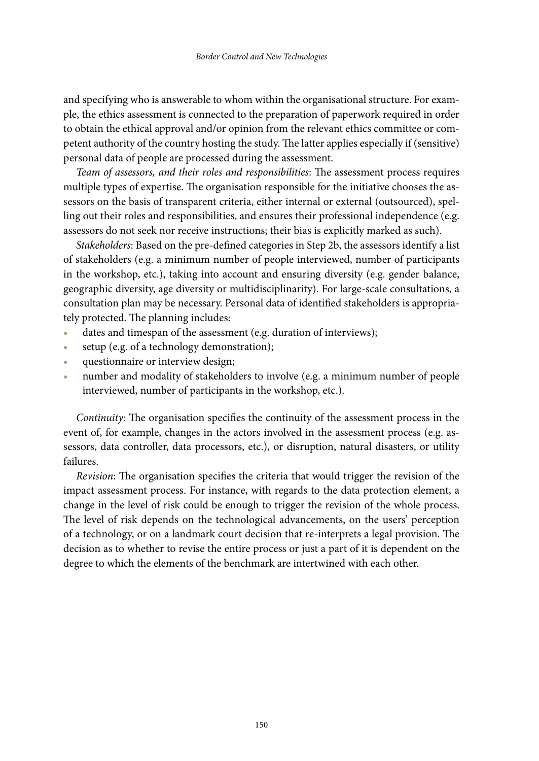and specifying who is answerable to whom within the organisational structure. For example, the ethics assessment is connected to the preparation of paperwork required in order to obtain the ethical approval and/or opinion from the relevant ethics committee or competent authority of the country hosting the study. The latter applies especially if (sensitive) personal data of people are processed during the assessment.

*Team of assessors, and their roles and responsibilities*: The assessment process requires multiple types of expertise. The organisation responsible for the initiative chooses the assessors on the basis of transparent criteria, either internal or external (outsourced), spelling out their roles and responsibilities, and ensures their professional independence (e.g. assessors do not seek nor receive instructions; their bias is explicitly marked as such).

*Stakeholders*: Based on the pre-defined categories in Step 2b, the assessors identify a list of stakeholders (e.g. a minimum number of people interviewed, number of participants in the workshop, etc.), taking into account and ensuring diversity (e.g. gender balance, geographic diversity, age diversity or multidisciplinarity). For large-scale consultations, a consultation plan may be necessary. Personal data of identified stakeholders is appropriately protected. The planning includes:

- dates and timespan of the assessment (e.g. duration of interviews);
- setup (e.g. of a technology demonstration);
- questionnaire or interview design;
- number and modality of stakeholders to involve (e.g. a minimum number of people interviewed, number of participants in the workshop, etc.).

*Continuity*: The organisation specifies the continuity of the assessment process in the event of, for example, changes in the actors involved in the assessment process (e.g. assessors, data controller, data processors, etc.), or disruption, natural disasters, or utility failures.

*Revision*: The organisation specifies the criteria that would trigger the revision of the impact assessment process. For instance, with regards to the data protection element, a change in the level of risk could be enough to trigger the revision of the whole process. The level of risk depends on the technological advancements, on the users' perception of a technology, or on a landmark court decision that re-interprets a legal provision. The decision as to whether to revise the entire process or just a part of it is dependent on the degree to which the elements of the benchmark are intertwined with each other.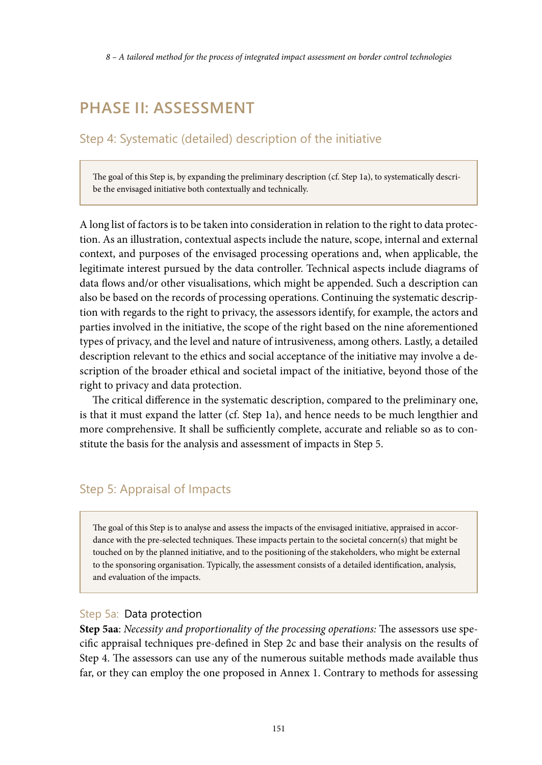## PHASE II: ASSESSMENT

### Step 4: Systematic (detailed) description of the initiative

> The goal of this Step is, by expanding the preliminary description (cf. Step 1a), to systematically describe the envisaged initiative both contextually and technically.

A long list of factors is to be taken into consideration in relation to the right to data protection. As an illustration, contextual aspects include the nature, scope, internal and external context, and purposes of the envisaged processing operations and, when applicable, the legitimate interest pursued by the data controller. Technical aspects include diagrams of data flows and/or other visualisations, which might be appended. Such a description can also be based on the records of processing operations. Continuing the systematic description with regards to the right to privacy, the assessors identify, for example, the actors and parties involved in the initiative, the scope of the right based on the nine aforementioned types of privacy, and the level and nature of intrusiveness, among others. Lastly, a detailed description relevant to the ethics and social acceptance of the initiative may involve a description of the broader ethical and societal impact of the initiative, beyond those of the right to privacy and data protection.

The critical difference in the systematic description, compared to the preliminary one, is that it must expand the latter (cf. Step 1a), and hence needs to be much lengthier and more comprehensive. It shall be sufficiently complete, accurate and reliable so as to constitute the basis for the analysis and assessment of impacts in Step 5.

### Step 5: Appraisal of Impacts

> The goal of this Step is to analyse and assess the impacts of the envisaged initiative, appraised in accordance with the pre-selected techniques. These impacts pertain to the societal concern(s) that might be touched on by the planned initiative, and to the positioning of the stakeholders, who might be external to the sponsoring organisation. Typically, the assessment consists of a detailed identification, analysis, and evaluation of the impacts.

#### Step 5a: Data protection

**Step 5aa**: *Necessity and proportionality of the processing operations:* The assessors use specific appraisal techniques pre-defined in Step 2c and base their analysis on the results of Step 4. The assessors can use any of the numerous suitable methods made available thus far, or they can employ the one proposed in Annex 1. Contrary to methods for assessing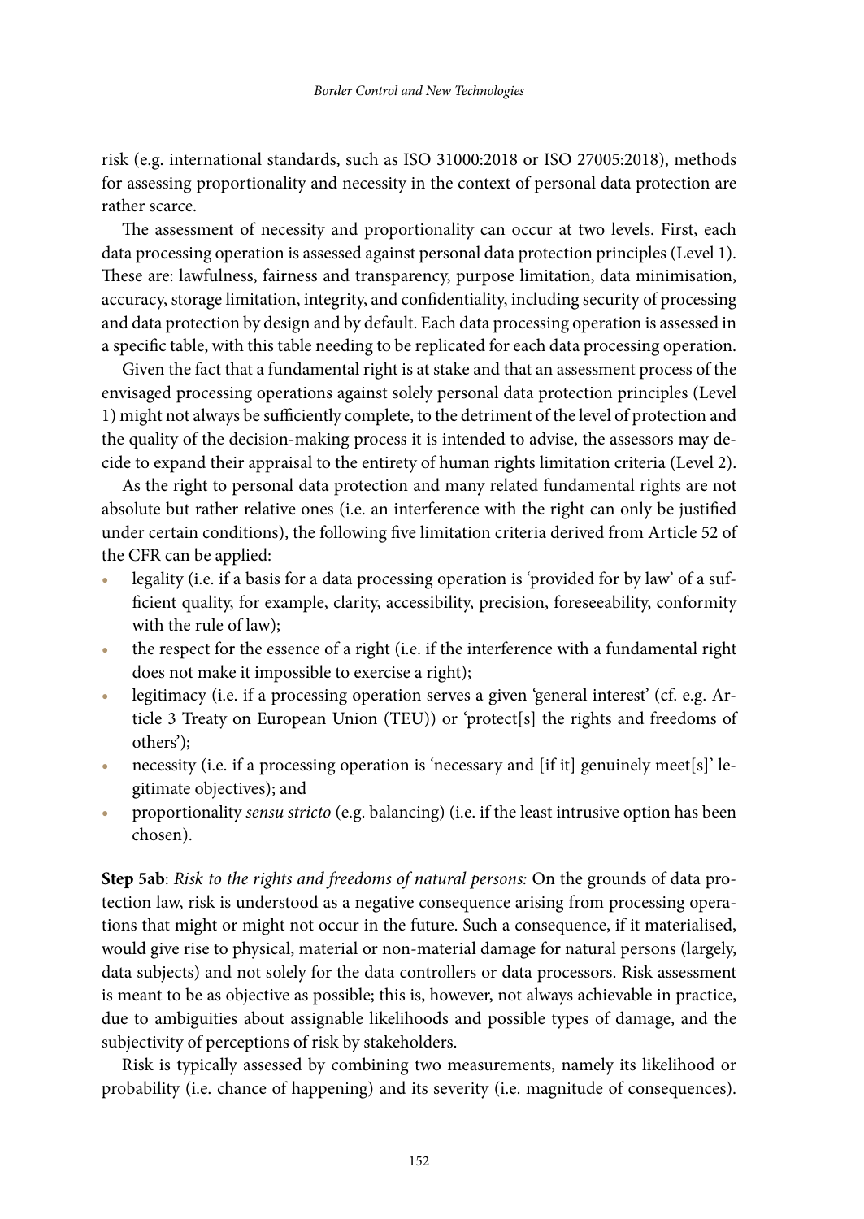risk (e.g. international standards, such as ISO 31000:2018 or ISO 27005:2018), methods for assessing proportionality and necessity in the context of personal data protection are rather scarce.

The assessment of necessity and proportionality can occur at two levels. First, each data processing operation is assessed against personal data protection principles (Level 1). These are: lawfulness, fairness and transparency, purpose limitation, data minimisation, accuracy, storage limitation, integrity, and confidentiality, including security of processing and data protection by design and by default. Each data processing operation is assessed in a specific table, with this table needing to be replicated for each data processing operation.

Given the fact that a fundamental right is at stake and that an assessment process of the envisaged processing operations against solely personal data protection principles (Level 1) might not always be sufficiently complete, to the detriment of the level of protection and the quality of the decision-making process it is intended to advise, the assessors may decide to expand their appraisal to the entirety of human rights limitation criteria (Level 2).

As the right to personal data protection and many related fundamental rights are not absolute but rather relative ones (i.e. an interference with the right can only be justified under certain conditions), the following five limitation criteria derived from Article 52 of the CFR can be applied:

- legality (i.e. if a basis for a data processing operation is 'provided for by law' of a sufficient quality, for example, clarity, accessibility, precision, foreseeability, conformity with the rule of law);
- the respect for the essence of a right (i.e. if the interference with a fundamental right does not make it impossible to exercise a right);
- legitimacy (i.e. if a processing operation serves a given 'general interest' (cf. e.g. Article 3 Treaty on European Union (TEU)) or 'protect[s] the rights and freedoms of others');
- necessity (i.e. if a processing operation is 'necessary and [if it] genuinely meet[s]' legitimate objectives); and
- proportionality *sensu stricto* (e.g. balancing) (i.e. if the least intrusive option has been chosen).

**Step 5ab**: *Risk to the rights and freedoms of natural persons:* On the grounds of data protection law, risk is understood as a negative consequence arising from processing operations that might or might not occur in the future. Such a consequence, if it materialised, would give rise to physical, material or non-material damage for natural persons (largely, data subjects) and not solely for the data controllers or data processors. Risk assessment is meant to be as objective as possible; this is, however, not always achievable in practice, due to ambiguities about assignable likelihoods and possible types of damage, and the subjectivity of perceptions of risk by stakeholders.

Risk is typically assessed by combining two measurements, namely its likelihood or probability (i.e. chance of happening) and its severity (i.e. magnitude of consequences).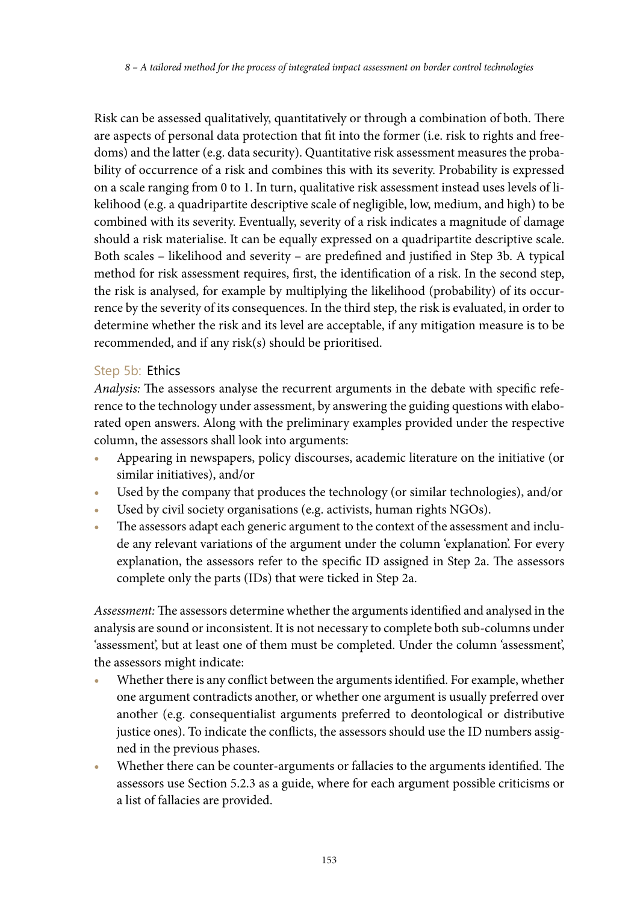Risk can be assessed qualitatively, quantitatively or through a combination of both. There are aspects of personal data protection that fit into the former (i.e. risk to rights and freedoms) and the latter (e.g. data security). Quantitative risk assessment measures the probability of occurrence of a risk and combines this with its severity. Probability is expressed on a scale ranging from 0 to 1. In turn, qualitative risk assessment instead uses levels of likelihood (e.g. a quadripartite descriptive scale of negligible, low, medium, and high) to be combined with its severity. Eventually, severity of a risk indicates a magnitude of damage should a risk materialise. It can be equally expressed on a quadripartite descriptive scale. Both scales – likelihood and severity – are predefined and justified in Step 3b. A typical method for risk assessment requires, first, the identification of a risk. In the second step, the risk is analysed, for example by multiplying the likelihood (probability) of its occurrence by the severity of its consequences. In the third step, the risk is evaluated, in order to determine whether the risk and its level are acceptable, if any mitigation measure is to be recommended, and if any risk(s) should be prioritised.

### Step 5b: Ethics

*Analysis:* The assessors analyse the recurrent arguments in the debate with specific reference to the technology under assessment, by answering the guiding questions with elaborated open answers. Along with the preliminary examples provided under the respective column, the assessors shall look into arguments:

- Appearing in newspapers, policy discourses, academic literature on the initiative (or similar initiatives), and/or
- Used by the company that produces the technology (or similar technologies), and/or
- Used by civil society organisations (e.g. activists, human rights NGOs).
- The assessors adapt each generic argument to the context of the assessment and include any relevant variations of the argument under the column 'explanation'. For every explanation, the assessors refer to the specific ID assigned in Step 2a. The assessors complete only the parts (IDs) that were ticked in Step 2a.

*Assessment:* The assessors determine whether the arguments identified and analysed in the analysis are sound or inconsistent. It is not necessary to complete both sub-columns under 'assessment', but at least one of them must be completed. Under the column 'assessment', the assessors might indicate:

- Whether there is any conflict between the arguments identified. For example, whether one argument contradicts another, or whether one argument is usually preferred over another (e.g. consequentialist arguments preferred to deontological or distributive justice ones). To indicate the conflicts, the assessors should use the ID numbers assigned in the previous phases.
- Whether there can be counter-arguments or fallacies to the arguments identified. The assessors use Section 5.2.3 as a guide, where for each argument possible criticisms or a list of fallacies are provided.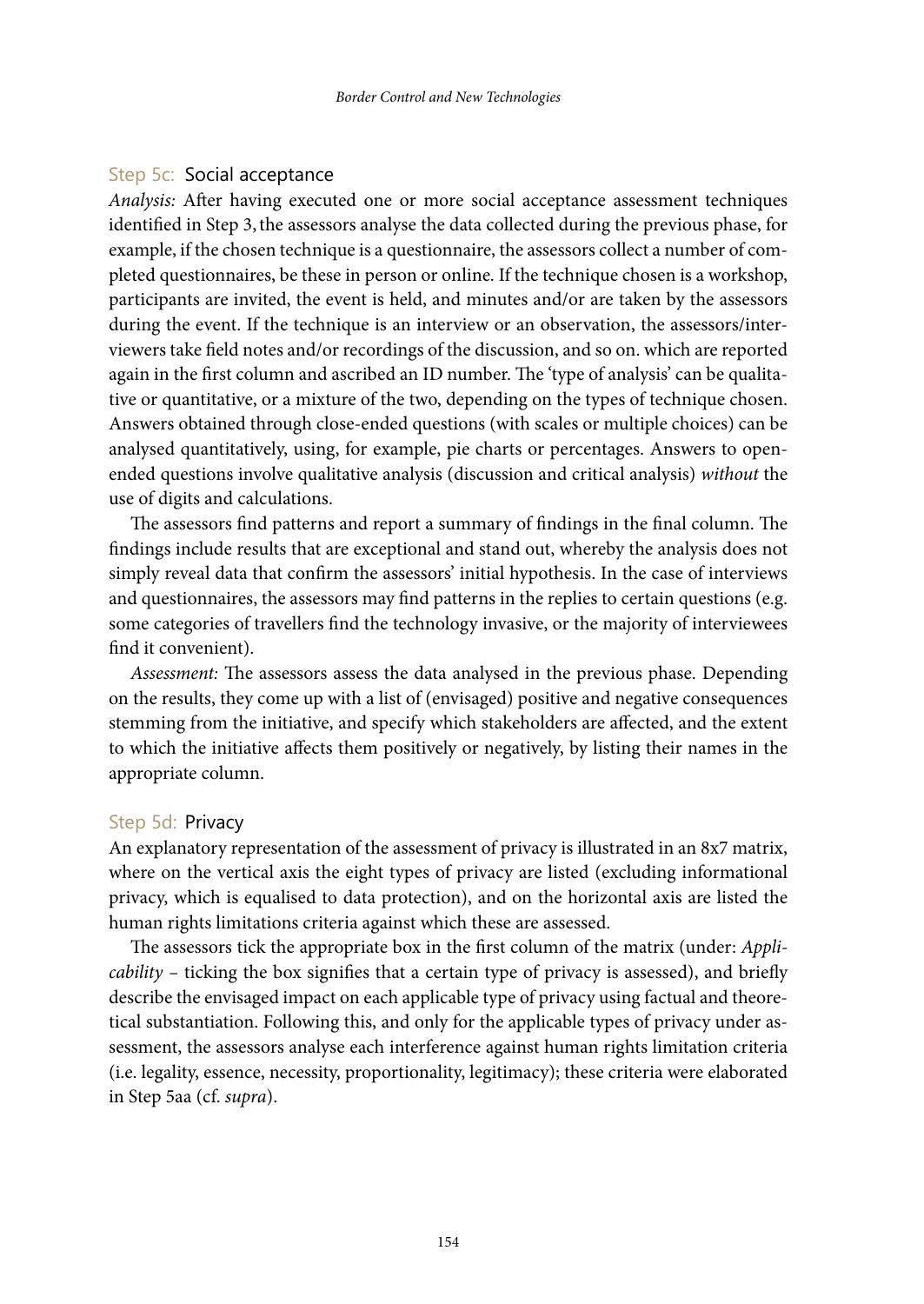### Step 5c: Social acceptance

*Analysis:* After having executed one or more social acceptance assessment techniques identified in Step 3, the assessors analyse the data collected during the previous phase, for example, if the chosen technique is a questionnaire, the assessors collect a number of completed questionnaires, be these in person or online. If the technique chosen is a workshop, participants are invited, the event is held, and minutes and/or are taken by the assessors during the event. If the technique is an interview or an observation, the assessors/interviewers take field notes and/or recordings of the discussion, and so on. which are reported again in the first column and ascribed an ID number. The 'type of analysis' can be qualitative or quantitative, or a mixture of the two, depending on the types of technique chosen. Answers obtained through close-ended questions (with scales or multiple choices) can be analysed quantitatively, using, for example, pie charts or percentages. Answers to open-ended questions involve qualitative analysis (discussion and critical analysis) *without* the use of digits and calculations.

The assessors find patterns and report a summary of findings in the final column. The findings include results that are exceptional and stand out, whereby the analysis does not simply reveal data that confirm the assessors' initial hypothesis. In the case of interviews and questionnaires, the assessors may find patterns in the replies to certain questions (e.g. some categories of travellers find the technology invasive, or the majority of interviewees find it convenient).

*Assessment:* The assessors assess the data analysed in the previous phase. Depending on the results, they come up with a list of (envisaged) positive and negative consequences stemming from the initiative, and specify which stakeholders are affected, and the extent to which the initiative affects them positively or negatively, by listing their names in the appropriate column.

### Step 5d: Privacy

An explanatory representation of the assessment of privacy is illustrated in an 8x7 matrix, where on the vertical axis the eight types of privacy are listed (excluding informational privacy, which is equalised to data protection), and on the horizontal axis are listed the human rights limitations criteria against which these are assessed.

The assessors tick the appropriate box in the first column of the matrix (under: *Applicability* – ticking the box signifies that a certain type of privacy is assessed), and briefly describe the envisaged impact on each applicable type of privacy using factual and theoretical substantiation. Following this, and only for the applicable types of privacy under assessment, the assessors analyse each interference against human rights limitation criteria (i.e. legality, essence, necessity, proportionality, legitimacy); these criteria were elaborated in Step 5aa (cf. *supra*).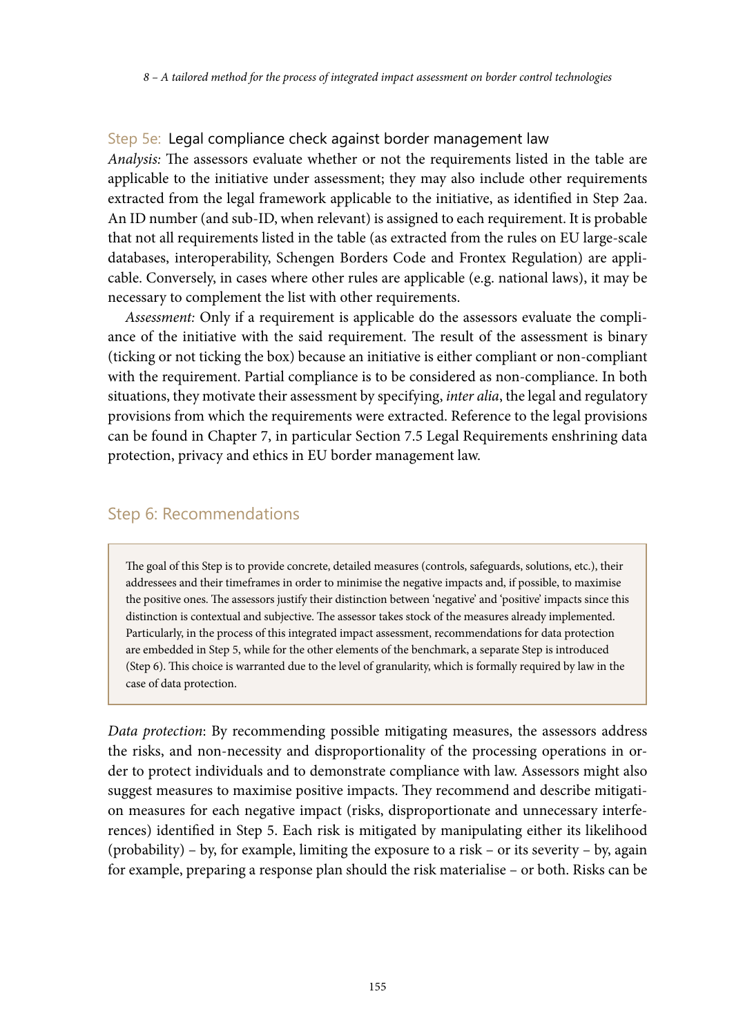### Step 5e: Legal compliance check against border management law

*Analysis:* The assessors evaluate whether or not the requirements listed in the table are applicable to the initiative under assessment; they may also include other requirements extracted from the legal framework applicable to the initiative, as identified in Step 2aa. An ID number (and sub-ID, when relevant) is assigned to each requirement. It is probable that not all requirements listed in the table (as extracted from the rules on EU large-scale databases, interoperability, Schengen Borders Code and Frontex Regulation) are applicable. Conversely, in cases where other rules are applicable (e.g. national laws), it may be necessary to complement the list with other requirements.

*Assessment:* Only if a requirement is applicable do the assessors evaluate the compliance of the initiative with the said requirement. The result of the assessment is binary (ticking or not ticking the box) because an initiative is either compliant or non-compliant with the requirement. Partial compliance is to be considered as non-compliance. In both situations, they motivate their assessment by specifying, *inter alia*, the legal and regulatory provisions from which the requirements were extracted. Reference to the legal provisions can be found in Chapter 7, in particular Section 7.5 Legal Requirements enshrining data protection, privacy and ethics in EU border management law.

## Step 6: Recommendations

> The goal of this Step is to provide concrete, detailed measures (controls, safeguards, solutions, etc.), their addressees and their timeframes in order to minimise the negative impacts and, if possible, to maximise the positive ones. The assessors justify their distinction between 'negative' and 'positive' impacts since this distinction is contextual and subjective. The assessor takes stock of the measures already implemented. Particularly, in the process of this integrated impact assessment, recommendations for data protection are embedded in Step 5, while for the other elements of the benchmark, a separate Step is introduced (Step 6). This choice is warranted due to the level of granularity, which is formally required by law in the case of data protection.

*Data protection*: By recommending possible mitigating measures, the assessors address the risks, and non-necessity and disproportionality of the processing operations in order to protect individuals and to demonstrate compliance with law. Assessors might also suggest measures to maximise positive impacts. They recommend and describe mitigation measures for each negative impact (risks, disproportionate and unnecessary interferences) identified in Step 5. Each risk is mitigated by manipulating either its likelihood (probability) – by, for example, limiting the exposure to a risk – or its severity – by, again for example, preparing a response plan should the risk materialise – or both. Risks can be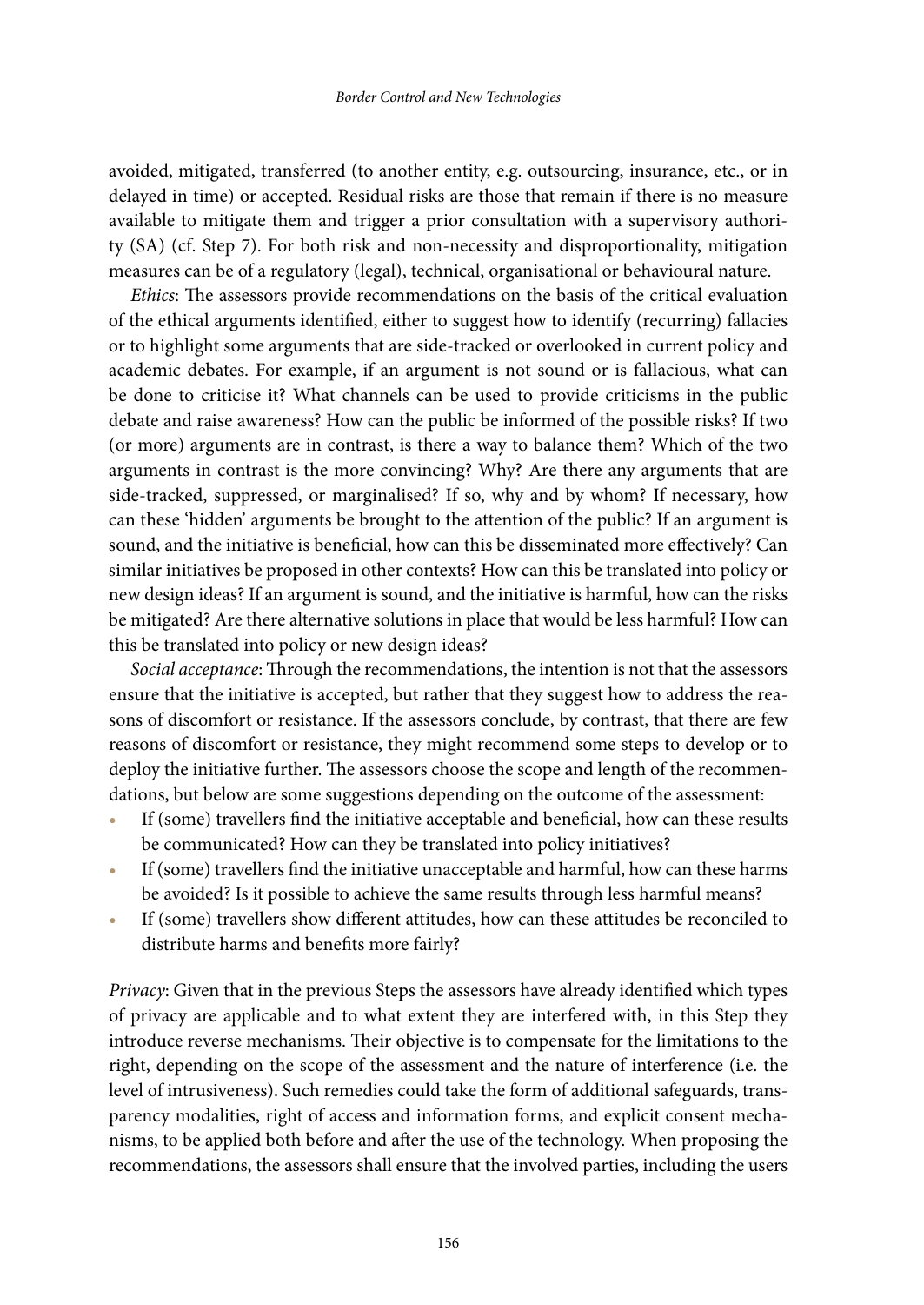avoided, mitigated, transferred (to another entity, e.g. outsourcing, insurance, etc., or in delayed in time) or accepted. Residual risks are those that remain if there is no measure available to mitigate them and trigger a prior consultation with a supervisory authority (SA) (cf. Step 7). For both risk and non-necessity and disproportionality, mitigation measures can be of a regulatory (legal), technical, organisational or behavioural nature.

*Ethics*: The assessors provide recommendations on the basis of the critical evaluation of the ethical arguments identified, either to suggest how to identify (recurring) fallacies or to highlight some arguments that are side-tracked or overlooked in current policy and academic debates. For example, if an argument is not sound or is fallacious, what can be done to criticise it? What channels can be used to provide criticisms in the public debate and raise awareness? How can the public be informed of the possible risks? If two (or more) arguments are in contrast, is there a way to balance them? Which of the two arguments in contrast is the more convincing? Why? Are there any arguments that are side-tracked, suppressed, or marginalised? If so, why and by whom? If necessary, how can these 'hidden' arguments be brought to the attention of the public? If an argument is sound, and the initiative is beneficial, how can this be disseminated more effectively? Can similar initiatives be proposed in other contexts? How can this be translated into policy or new design ideas? If an argument is sound, and the initiative is harmful, how can the risks be mitigated? Are there alternative solutions in place that would be less harmful? How can this be translated into policy or new design ideas?

*Social acceptance*: Through the recommendations, the intention is not that the assessors ensure that the initiative is accepted, but rather that they suggest how to address the reasons of discomfort or resistance. If the assessors conclude, by contrast, that there are few reasons of discomfort or resistance, they might recommend some steps to develop or to deploy the initiative further. The assessors choose the scope and length of the recommendations, but below are some suggestions depending on the outcome of the assessment:

- If (some) travellers find the initiative acceptable and beneficial, how can these results be communicated? How can they be translated into policy initiatives?
- If (some) travellers find the initiative unacceptable and harmful, how can these harms be avoided? Is it possible to achieve the same results through less harmful means?
- If (some) travellers show different attitudes, how can these attitudes be reconciled to distribute harms and benefits more fairly?

*Privacy*: Given that in the previous Steps the assessors have already identified which types of privacy are applicable and to what extent they are interfered with, in this Step they introduce reverse mechanisms. Their objective is to compensate for the limitations to the right, depending on the scope of the assessment and the nature of interference (i.e. the level of intrusiveness). Such remedies could take the form of additional safeguards, transparency modalities, right of access and information forms, and explicit consent mechanisms, to be applied both before and after the use of the technology. When proposing the recommendations, the assessors shall ensure that the involved parties, including the users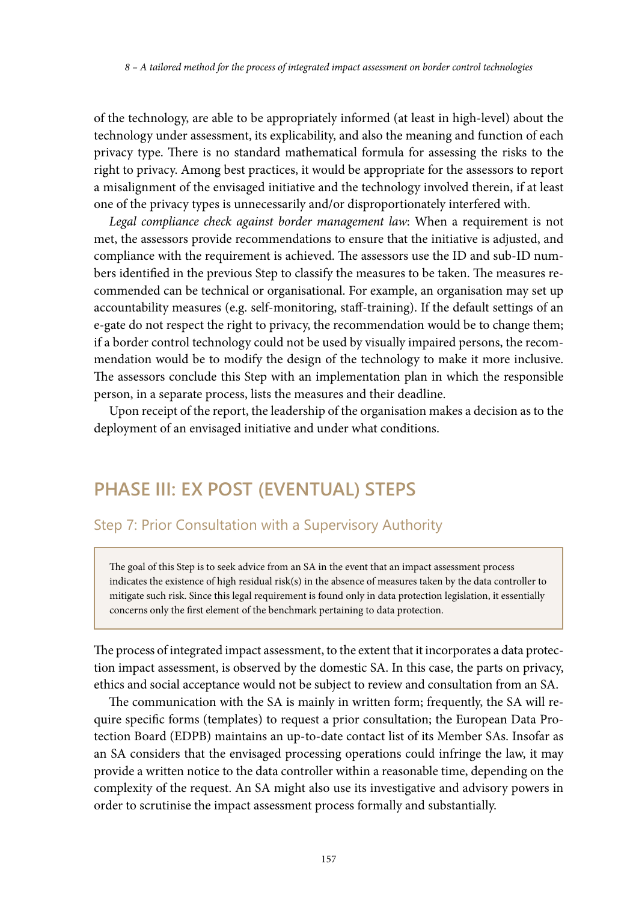of the technology, are able to be appropriately informed (at least in high-level) about the technology under assessment, its explicability, and also the meaning and function of each privacy type. There is no standard mathematical formula for assessing the risks to the right to privacy. Among best practices, it would be appropriate for the assessors to report a misalignment of the envisaged initiative and the technology involved therein, if at least one of the privacy types is unnecessarily and/or disproportionately interfered with.

*Legal compliance check against border management law*: When a requirement is not met, the assessors provide recommendations to ensure that the initiative is adjusted, and compliance with the requirement is achieved. The assessors use the ID and sub-ID numbers identified in the previous Step to classify the measures to be taken. The measures recommended can be technical or organisational. For example, an organisation may set up accountability measures (e.g. self-monitoring, staff-training). If the default settings of an e-gate do not respect the right to privacy, the recommendation would be to change them; if a border control technology could not be used by visually impaired persons, the recommendation would be to modify the design of the technology to make it more inclusive. The assessors conclude this Step with an implementation plan in which the responsible person, in a separate process, lists the measures and their deadline.

Upon receipt of the report, the leadership of the organisation makes a decision as to the deployment of an envisaged initiative and under what conditions.

## PHASE III: EX POST (EVENTUAL) STEPS

### Step 7: Prior Consultation with a Supervisory Authority

> The goal of this Step is to seek advice from an SA in the event that an impact assessment process indicates the existence of high residual risk(s) in the absence of measures taken by the data controller to mitigate such risk. Since this legal requirement is found only in data protection legislation, it essentially concerns only the first element of the benchmark pertaining to data protection.

The process of integrated impact assessment, to the extent that it incorporates a data protection impact assessment, is observed by the domestic SA. In this case, the parts on privacy, ethics and social acceptance would not be subject to review and consultation from an SA.

The communication with the SA is mainly in written form; frequently, the SA will require specific forms (templates) to request a prior consultation; the European Data Protection Board (EDPB) maintains an up-to-date contact list of its Member SAs. Insofar as an SA considers that the envisaged processing operations could infringe the law, it may provide a written notice to the data controller within a reasonable time, depending on the complexity of the request. An SA might also use its investigative and advisory powers in order to scrutinise the impact assessment process formally and substantially.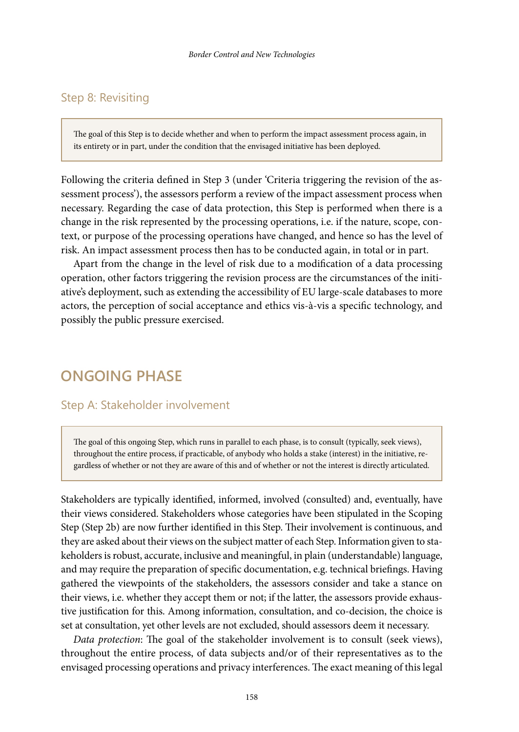### Step 8: Revisiting

> The goal of this Step is to decide whether and when to perform the impact assessment process again, in its entirety or in part, under the condition that the envisaged initiative has been deployed.

Following the criteria defined in Step 3 (under 'Criteria triggering the revision of the assessment process'), the assessors perform a review of the impact assessment process when necessary. Regarding the case of data protection, this Step is performed when there is a change in the risk represented by the processing operations, i.e. if the nature, scope, context, or purpose of the processing operations have changed, and hence so has the level of risk. An impact assessment process then has to be conducted again, in total or in part.

Apart from the change in the level of risk due to a modification of a data processing operation, other factors triggering the revision process are the circumstances of the initiative's deployment, such as extending the accessibility of EU large-scale databases to more actors, the perception of social acceptance and ethics vis-à-vis a specific technology, and possibly the public pressure exercised.

## ONGOING PHASE

### Step A: Stakeholder involvement

> The goal of this ongoing Step, which runs in parallel to each phase, is to consult (typically, seek views), throughout the entire process, if practicable, of anybody who holds a stake (interest) in the initiative, regardless of whether or not they are aware of this and of whether or not the interest is directly articulated.

Stakeholders are typically identified, informed, involved (consulted) and, eventually, have their views considered. Stakeholders whose categories have been stipulated in the Scoping Step (Step 2b) are now further identified in this Step. Their involvement is continuous, and they are asked about their views on the subject matter of each Step. Information given to stakeholders is robust, accurate, inclusive and meaningful, in plain (understandable) language, and may require the preparation of specific documentation, e.g. technical briefings. Having gathered the viewpoints of the stakeholders, the assessors consider and take a stance on their views, i.e. whether they accept them or not; if the latter, the assessors provide exhaustive justification for this. Among information, consultation, and co-decision, the choice is set at consultation, yet other levels are not excluded, should assessors deem it necessary.

*Data protection*: The goal of the stakeholder involvement is to consult (seek views), throughout the entire process, of data subjects and/or of their representatives as to the envisaged processing operations and privacy interferences. The exact meaning of this legal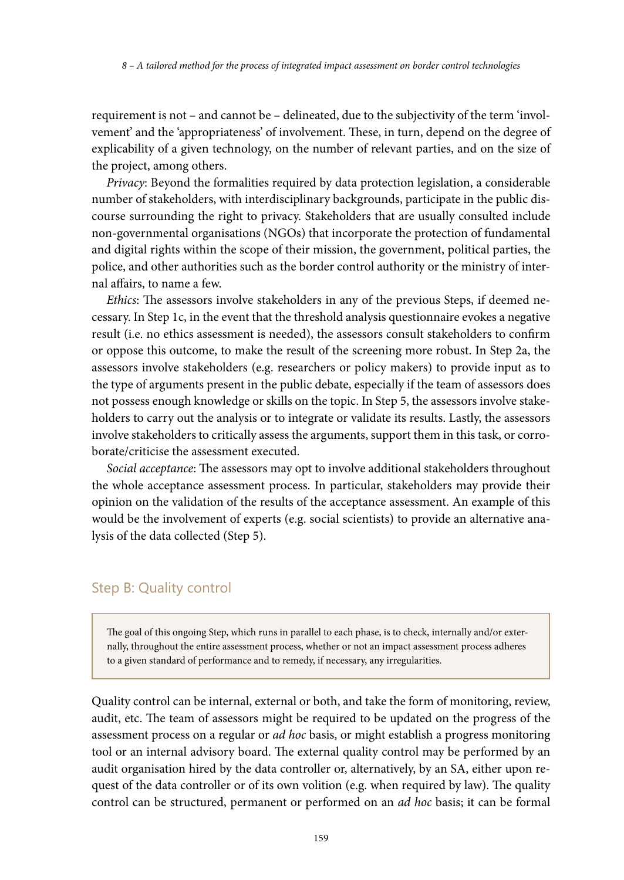requirement is not – and cannot be – delineated, due to the subjectivity of the term 'involvement' and the 'appropriateness' of involvement. These, in turn, depend on the degree of explicability of a given technology, on the number of relevant parties, and on the size of the project, among others.

*Privacy*: Beyond the formalities required by data protection legislation, a considerable number of stakeholders, with interdisciplinary backgrounds, participate in the public discourse surrounding the right to privacy. Stakeholders that are usually consulted include non-governmental organisations (NGOs) that incorporate the protection of fundamental and digital rights within the scope of their mission, the government, political parties, the police, and other authorities such as the border control authority or the ministry of internal affairs, to name a few.

*Ethics*: The assessors involve stakeholders in any of the previous Steps, if deemed necessary. In Step 1c, in the event that the threshold analysis questionnaire evokes a negative result (i.e. no ethics assessment is needed), the assessors consult stakeholders to confirm or oppose this outcome, to make the result of the screening more robust. In Step 2a, the assessors involve stakeholders (e.g. researchers or policy makers) to provide input as to the type of arguments present in the public debate, especially if the team of assessors does not possess enough knowledge or skills on the topic. In Step 5, the assessors involve stakeholders to carry out the analysis or to integrate or validate its results. Lastly, the assessors involve stakeholders to critically assess the arguments, support them in this task, or corroborate/criticise the assessment executed.

*Social acceptance*: The assessors may opt to involve additional stakeholders throughout the whole acceptance assessment process. In particular, stakeholders may provide their opinion on the validation of the results of the acceptance assessment. An example of this would be the involvement of experts (e.g. social scientists) to provide an alternative analysis of the data collected (Step 5).

## Step B: Quality control

> The goal of this ongoing Step, which runs in parallel to each phase, is to check, internally and/or externally, throughout the entire assessment process, whether or not an impact assessment process adheres to a given standard of performance and to remedy, if necessary, any irregularities.

Quality control can be internal, external or both, and take the form of monitoring, review, audit, etc. The team of assessors might be required to be updated on the progress of the assessment process on a regular or *ad hoc* basis, or might establish a progress monitoring tool or an internal advisory board. The external quality control may be performed by an audit organisation hired by the data controller or, alternatively, by an SA, either upon request of the data controller or of its own volition (e.g. when required by law). The quality control can be structured, permanent or performed on an *ad hoc* basis; it can be formal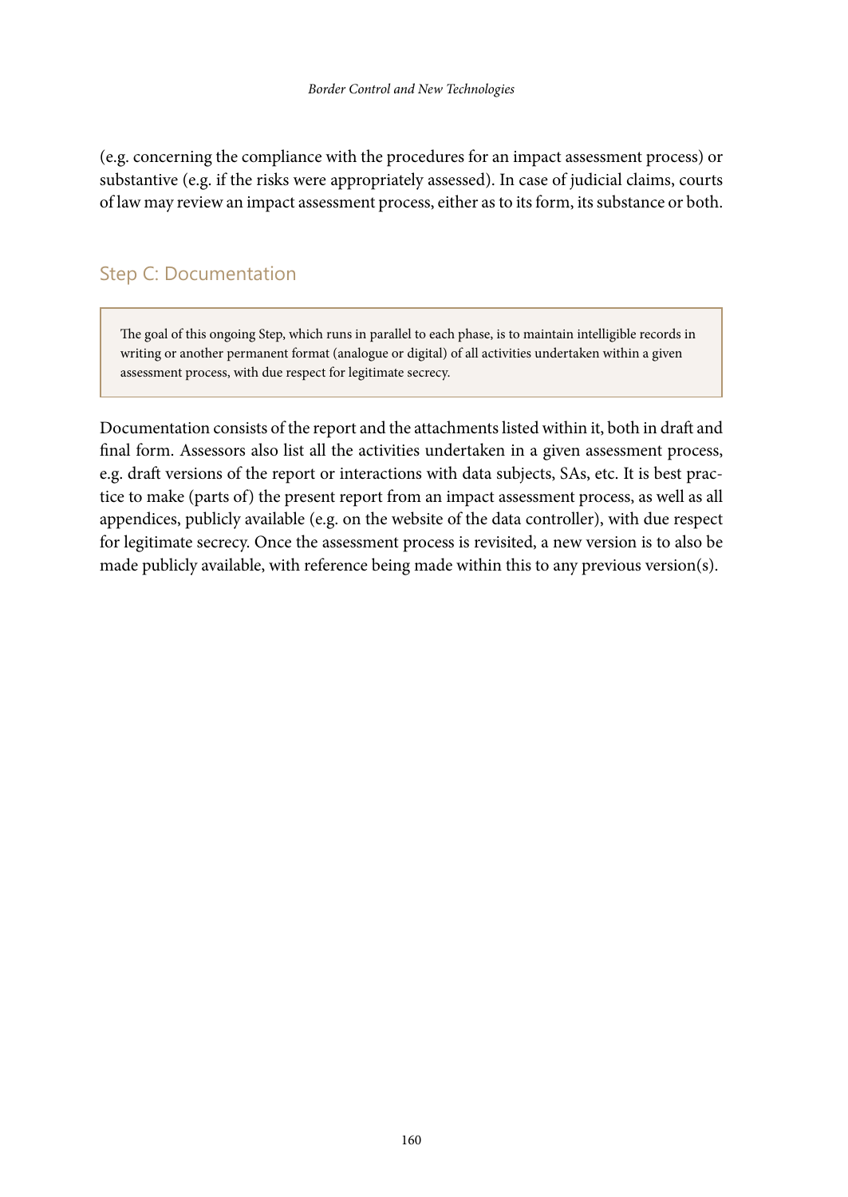(e.g. concerning the compliance with the procedures for an impact assessment process) or substantive (e.g. if the risks were appropriately assessed). In case of judicial claims, courts of law may review an impact assessment process, either as to its form, its substance or both.

## Step C: Documentation

> The goal of this ongoing Step, which runs in parallel to each phase, is to maintain intelligible records in writing or another permanent format (analogue or digital) of all activities undertaken within a given assessment process, with due respect for legitimate secrecy.

Documentation consists of the report and the attachments listed within it, both in draft and final form. Assessors also list all the activities undertaken in a given assessment process, e.g. draft versions of the report or interactions with data subjects, SAs, etc. It is best practice to make (parts of) the present report from an impact assessment process, as well as all appendices, publicly available (e.g. on the website of the data controller), with due respect for legitimate secrecy. Once the assessment process is revisited, a new version is to also be made publicly available, with reference being made within this to any previous version(s).